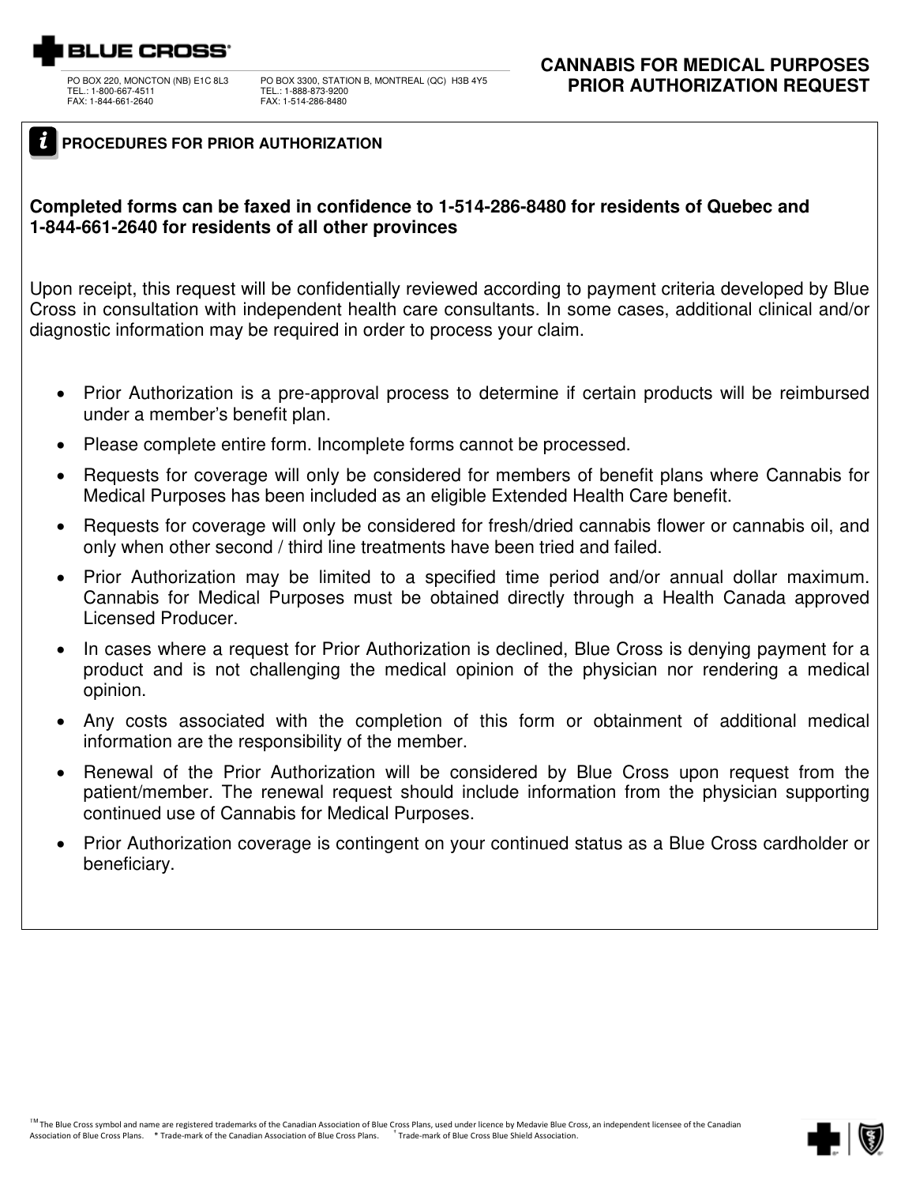BLUE CROSS®

PO BOX 220, MONCTON (NB) E1C 8L3
TEL.: 1-800-667-4511
FAX: 1-844-661-2640

PO BOX 3300, STATION B, MONTREAL (QC) H3B 4Y5
TEL.: 1-888-873-9200
FAX: 1-514-286-8480

# CANNABIS FOR MEDICAL PURPOSES PRIOR AUTHORIZATION REQUEST

## PROCEDURES FOR PRIOR AUTHORIZATION

**Completed forms can be faxed in confidence to 1-514-286-8480 for residents of Quebec and 1-844-661-2640 for residents of all other provinces**

Upon receipt, this request will be confidentially reviewed according to payment criteria developed by Blue Cross in consultation with independent health care consultants. In some cases, additional clinical and/or diagnostic information may be required in order to process your claim.

- Prior Authorization is a pre-approval process to determine if certain products will be reimbursed under a member's benefit plan.
- Please complete entire form. Incomplete forms cannot be processed.
- Requests for coverage will only be considered for members of benefit plans where Cannabis for Medical Purposes has been included as an eligible Extended Health Care benefit.
- Requests for coverage will only be considered for fresh/dried cannabis flower or cannabis oil, and only when other second / third line treatments have been tried and failed.
- Prior Authorization may be limited to a specified time period and/or annual dollar maximum. Cannabis for Medical Purposes must be obtained directly through a Health Canada approved Licensed Producer.
- In cases where a request for Prior Authorization is declined, Blue Cross is denying payment for a product and is not challenging the medical opinion of the physician nor rendering a medical opinion.
- Any costs associated with the completion of this form or obtainment of additional medical information are the responsibility of the member.
- Renewal of the Prior Authorization will be considered by Blue Cross upon request from the patient/member. The renewal request should include information from the physician supporting continued use of Cannabis for Medical Purposes.
- Prior Authorization coverage is contingent on your continued status as a Blue Cross cardholder or beneficiary.

TM The Blue Cross symbol and name are registered trademarks of the Canadian Association of Blue Cross Plans, used under licence by Medavie Blue Cross, an independent licensee of the Canadian Association of Blue Cross Plans. * Trade-mark of the Canadian Association of Blue Cross Plans. † Trade-mark of Blue Cross Blue Shield Association.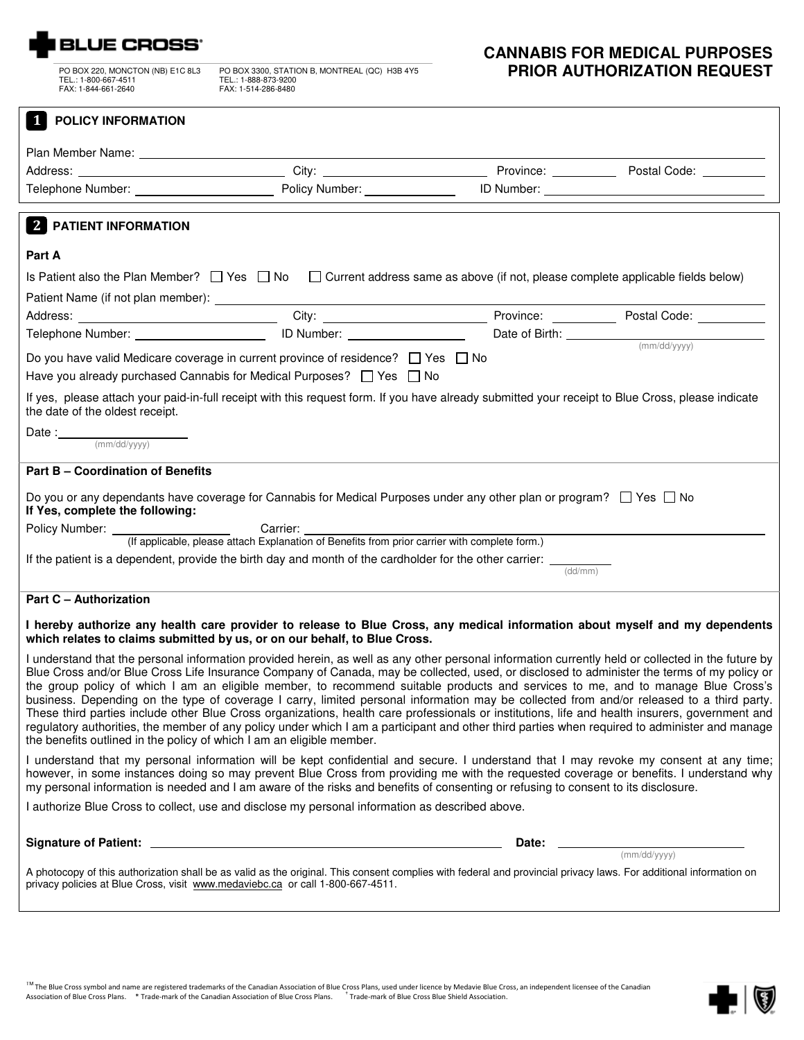**BLUE CROSS®**

PO BOX 220, MONCTON (NB) E1C 8L3
TEL.: 1-800-667-4511
FAX: 1-844-661-2640

PO BOX 3300, STATION B, MONTREAL (QC) H3B 4Y5
TEL.: 1-888-873-9200
FAX: 1-514-286-8480

# CANNABIS FOR MEDICAL PURPOSES PRIOR AUTHORIZATION REQUEST

## 1 POLICY INFORMATION

Plan Member Name: ______________________

Address: ______________ City: ______________ Province: __________ Postal Code: __________

Telephone Number: ______________ Policy Number: ______________ ID Number: ______________

## 2 PATIENT INFORMATION

### Part A

Is Patient also the Plan Member? ☐ Yes ☐ No ☐ Current address same as above (if not, please complete applicable fields below)

Patient Name (if not plan member): ______________________

Address: ______________ City: ______________ Province: __________ Postal Code: __________

Telephone Number: ______________ ID Number: ______________ Date of Birth: ______________ (mm/dd/yyyy)

Do you have valid Medicare coverage in current province of residence? ☐ Yes ☐ No

Have you already purchased Cannabis for Medical Purposes? ☐ Yes ☐ No

If yes, please attach your paid-in-full receipt with this request form. If you have already submitted your receipt to Blue Cross, please indicate the date of the oldest receipt.

Date : ______________ (mm/dd/yyyy)

### Part B – Coordination of Benefits

Do you or any dependants have coverage for Cannabis for Medical Purposes under any other plan or program? ☐ Yes ☐ No
**If Yes, complete the following:**

Policy Number: ______________ Carrier: ______________________
(If applicable, please attach Explanation of Benefits from prior carrier with complete form.)

If the patient is a dependent, provide the birth day and month of the cardholder for the other carrier: __________ (dd/mm)

### Part C – Authorization

**I hereby authorize any health care provider to release to Blue Cross, any medical information about myself and my dependents which relates to claims submitted by us, or on our behalf, to Blue Cross.**

I understand that the personal information provided herein, as well as any other personal information currently held or collected in the future by Blue Cross and/or Blue Cross Life Insurance Company of Canada, may be collected, used, or disclosed to administer the terms of my policy or the group policy of which I am an eligible member, to recommend suitable products and services to me, and to manage Blue Cross's business. Depending on the type of coverage I carry, limited personal information may be collected from and/or released to a third party. These third parties include other Blue Cross organizations, health care professionals or institutions, life and health insurers, government and regulatory authorities, the member of any policy under which I am a participant and other third parties when required to administer and manage the benefits outlined in the policy of which I am an eligible member.

I understand that my personal information will be kept confidential and secure. I understand that I may revoke my consent at any time; however, in some instances doing so may prevent Blue Cross from providing me with the requested coverage or benefits. I understand why my personal information is needed and I am aware of the risks and benefits of consenting or refusing to consent to its disclosure.

I authorize Blue Cross to collect, use and disclose my personal information as described above.

**Signature of Patient:** ______________________ **Date:** ______________ (mm/dd/yyyy)

A photocopy of this authorization shall be as valid as the original. This consent complies with federal and provincial privacy laws. For additional information on privacy policies at Blue Cross, visit www.medaviebc.ca or call 1-800-667-4511.

TM The Blue Cross symbol and name are registered trademarks of the Canadian Association of Blue Cross Plans, used under licence by Medavie Blue Cross, an independent licensee of the Canadian Association of Blue Cross Plans. * Trade-mark of the Canadian Association of Blue Cross Plans. † Trade-mark of Blue Cross Blue Shield Association.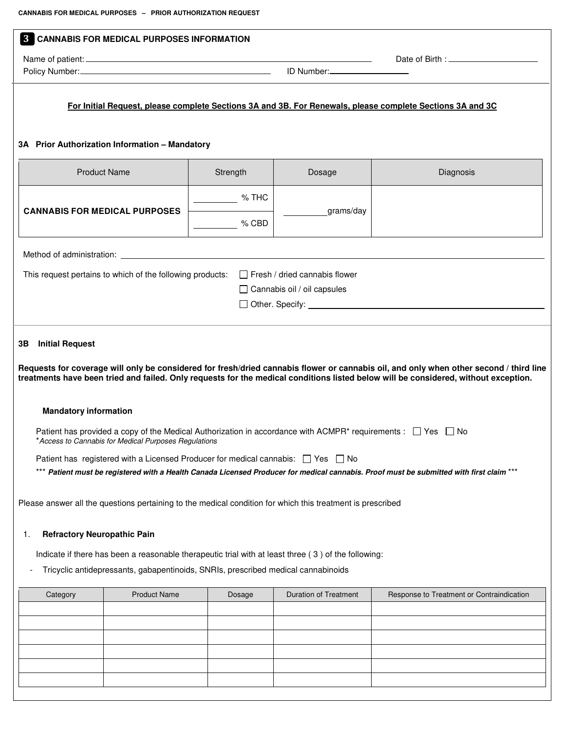## 3 CANNABIS FOR MEDICAL PURPOSES INFORMATION

Name of patient: ______________________________ Date of Birth : ______________

Policy Number: ______________________________ ID Number: ______________

**For Initial Request, please complete Sections 3A and 3B. For Renewals, please complete Sections 3A and 3C**

### 3A Prior Authorization Information – Mandatory

| Product Name | Strength | Dosage | Diagnosis |
|---|---|---|---|
| **CANNABIS FOR MEDICAL PURPOSES** | ________ % THC<br>________ % CBD | ________grams/day | |

Method of administration: ______________________________

This request pertains to which of the following products:
- ☐ Fresh / dried cannabis flower
- ☐ Cannabis oil / oil capsules
- ☐ Other. Specify: ______________________________

### 3B Initial Request

**Requests for coverage will only be considered for fresh/dried cannabis flower or cannabis oil, and only when other second / third line treatments have been tried and failed. Only requests for the medical conditions listed below will be considered, without exception.**

**Mandatory information**

Patient has provided a copy of the Medical Authorization in accordance with ACMPR* requirements : ☐ Yes ☐ No

*\*Access to Cannabis for Medical Purposes Regulations*

Patient has registered with a Licensed Producer for medical cannabis: ☐ Yes ☐ No

\*\*\* ***Patient must be registered with a Health Canada Licensed Producer for medical cannabis. Proof must be submitted with first claim*** \*\*\*

Please answer all the questions pertaining to the medical condition for which this treatment is prescribed

1. **Refractory Neuropathic Pain**

   Indicate if there has been a reasonable therapeutic trial with at least three ( 3 ) of the following:

   - Tricyclic antidepressants, gabapentinoids, SNRIs, prescribed medical cannabinoids

| Category | Product Name | Dosage | Duration of Treatment | Response to Treatment or Contraindication |
|---|---|---|---|---|
| | | | | |
| | | | | |
| | | | | |
| | | | | |
| | | | | |
| | | | | |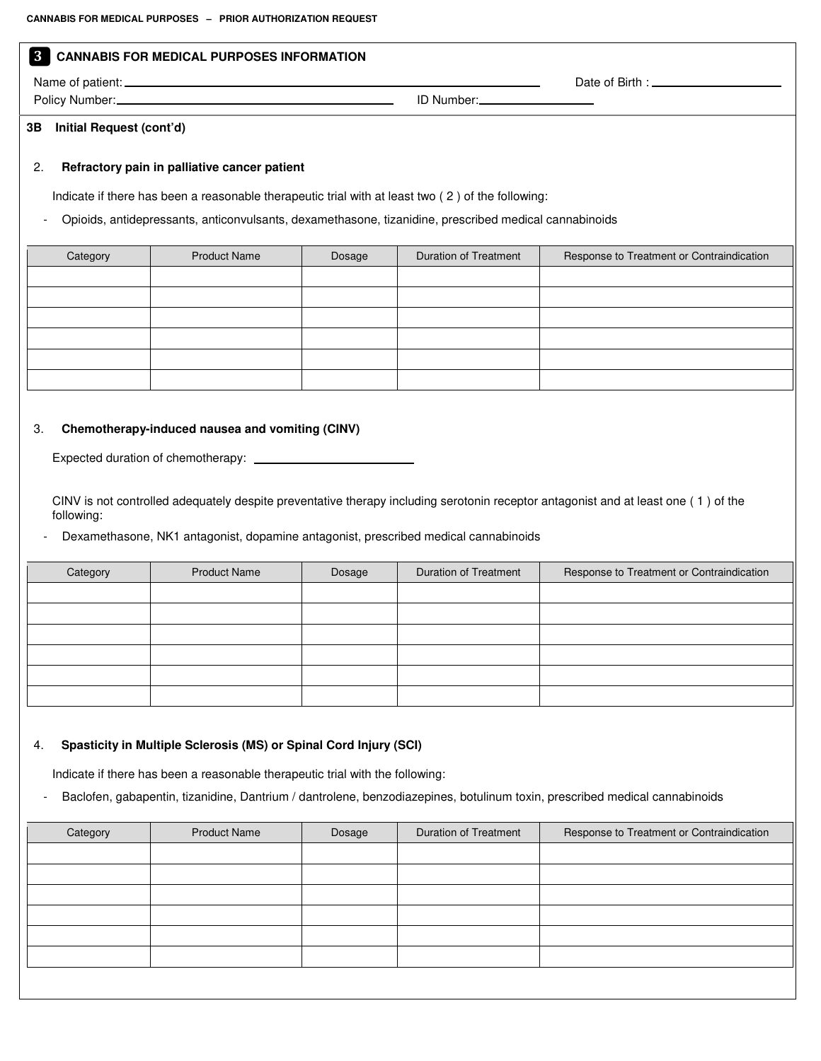## 3 CANNABIS FOR MEDICAL PURPOSES INFORMATION

Name of patient: \_\_\_\_\_\_\_\_\_\_\_\_\_\_\_\_\_\_\_\_ Date of Birth : \_\_\_\_\_\_\_\_\_\_\_\_

Policy Number: \_\_\_\_\_\_\_\_\_\_\_\_\_\_\_\_\_\_\_\_ ID Number: \_\_\_\_\_\_\_\_\_\_\_\_

### 3B Initial Request (cont'd)

2. **Refractory pain in palliative cancer patient**

   Indicate if there has been a reasonable therapeutic trial with at least two ( 2 ) of the following:

   - Opioids, antidepressants, anticonvulsants, dexamethasone, tizanidine, prescribed medical cannabinoids

| Category | Product Name | Dosage | Duration of Treatment | Response to Treatment or Contraindication |
|---|---|---|---|---|
| | | | | |
| | | | | |
| | | | | |
| | | | | |
| | | | | |
| | | | | |

3. **Chemotherapy-induced nausea and vomiting (CINV)**

   Expected duration of chemotherapy: \_\_\_\_\_\_\_\_\_\_\_\_

   CINV is not controlled adequately despite preventative therapy including serotonin receptor antagonist and at least one ( 1 ) of the following:

   - Dexamethasone, NK1 antagonist, dopamine antagonist, prescribed medical cannabinoids

| Category | Product Name | Dosage | Duration of Treatment | Response to Treatment or Contraindication |
|---|---|---|---|---|
| | | | | |
| | | | | |
| | | | | |
| | | | | |
| | | | | |
| | | | | |

4. **Spasticity in Multiple Sclerosis (MS) or Spinal Cord Injury (SCI)**

   Indicate if there has been a reasonable therapeutic trial with the following:

   - Baclofen, gabapentin, tizanidine, Dantrium / dantrolene, benzodiazepines, botulinum toxin, prescribed medical cannabinoids

| Category | Product Name | Dosage | Duration of Treatment | Response to Treatment or Contraindication |
|---|---|---|---|---|
| | | | | |
| | | | | |
| | | | | |
| | | | | |
| | | | | |
| | | | | |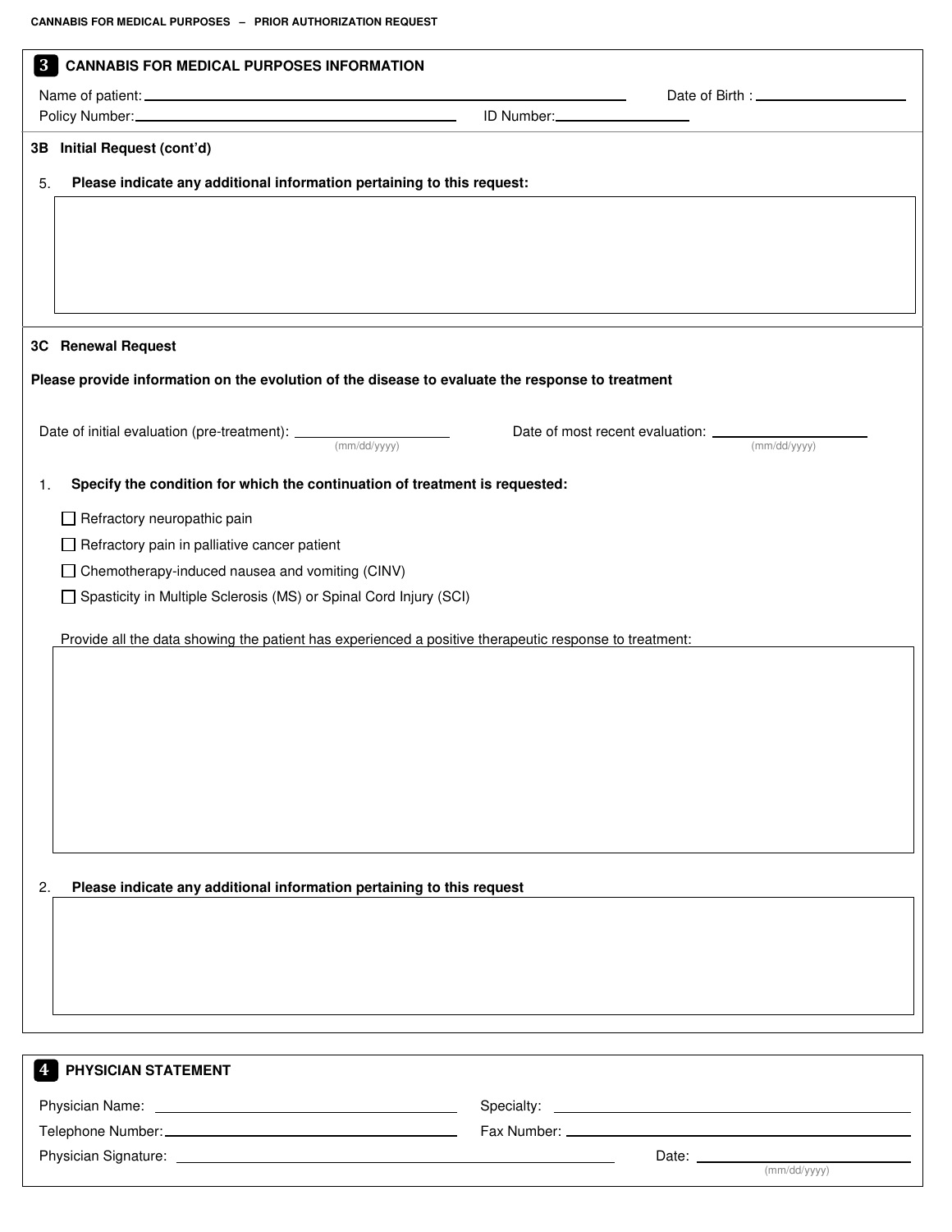CANNABIS FOR MEDICAL PURPOSES – PRIOR AUTHORIZATION REQUEST

## 3 CANNABIS FOR MEDICAL PURPOSES INFORMATION

Name of patient: ______________________________ Date of Birth : ______________

Policy Number: ______________________________ ID Number: ______________

### 3B Initial Request (cont'd)

5. **Please indicate any additional information pertaining to this request:**

&nbsp;

### 3C Renewal Request

**Please provide information on the evolution of the disease to evaluate the response to treatment**

Date of initial evaluation (pre-treatment): ______________ (mm/dd/yyyy)  Date of most recent evaluation: ______________ (mm/dd/yyyy)

1. **Specify the condition for which the continuation of treatment is requested:**

   - ☐ Refractory neuropathic pain
   - ☐ Refractory pain in palliative cancer patient
   - ☐ Chemotherapy-induced nausea and vomiting (CINV)
   - ☐ Spasticity in Multiple Sclerosis (MS) or Spinal Cord Injury (SCI)

   Provide all the data showing the patient has experienced a positive therapeutic response to treatment:

&nbsp;

2. **Please indicate any additional information pertaining to this request**

&nbsp;

## 4 PHYSICIAN STATEMENT

Physician Name: ______________________________ Specialty: ______________________________

Telephone Number: ______________________________ Fax Number: ______________________________

Physician Signature: ______________________________ Date: ______________ (mm/dd/yyyy)